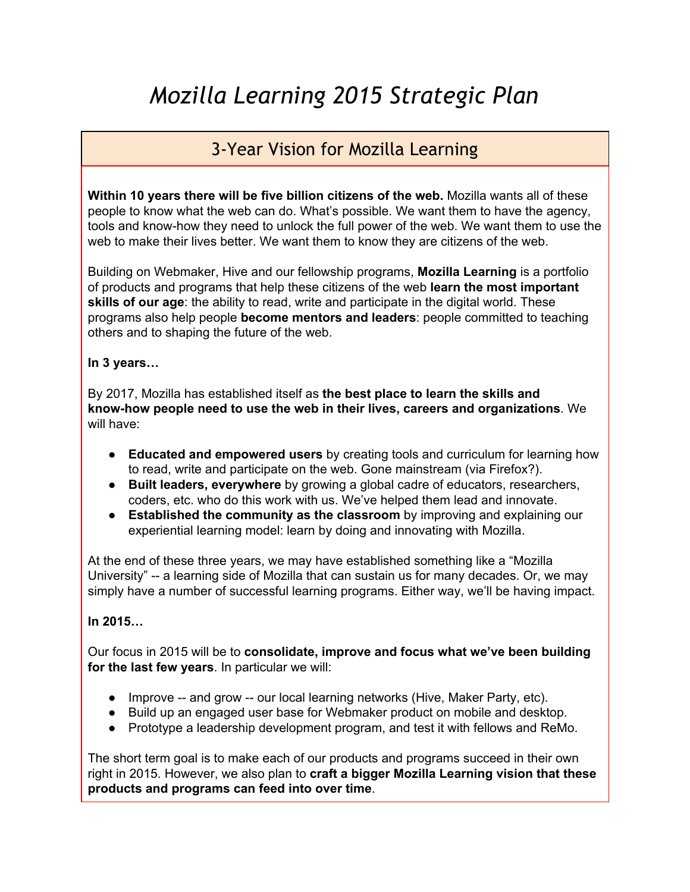# *Mozilla Learning 2015 Strategic Plan*

## 3-Year Vision for Mozilla Learning

**Within 10 years there will be five billion citizens of the web.** Mozilla wants all of these people to know what the web can do. What's possible. We want them to have the agency, tools and know-how they need to unlock the full power of the web. We want them to use the web to make their lives better. We want them to know they are citizens of the web.

Building on Webmaker, Hive and our fellowship programs, **Mozilla Learning** is a portfolio of products and programs that help these citizens of the web **learn the most important skills of our age**: the ability to read, write and participate in the digital world. These programs also help people **become mentors and leaders**: people committed to teaching others and to shaping the future of the web.

**In 3 years…**

By 2017, Mozilla has established itself as **the best place to learn the skills and know-how people need to use the web in their lives, careers and organizations**. We will have:

- **Educated and empowered users** by creating tools and curriculum for learning how to read, write and participate on the web. Gone mainstream (via Firefox?).
- **Built leaders, everywhere** by growing a global cadre of educators, researchers, coders, etc. who do this work with us. We've helped them lead and innovate.
- **Established the community as the classroom** by improving and explaining our experiential learning model: learn by doing and innovating with Mozilla.

At the end of these three years, we may have established something like a "Mozilla University" -- a learning side of Mozilla that can sustain us for many decades. Or, we may simply have a number of successful learning programs. Either way, we'll be having impact.

**In 2015…**

Our focus in 2015 will be to **consolidate, improve and focus what we've been building for the last few years**. In particular we will:

- Improve -- and grow -- our local learning networks (Hive, Maker Party, etc).
- Build up an engaged user base for Webmaker product on mobile and desktop.
- Prototype a leadership development program, and test it with fellows and ReMo.

The short term goal is to make each of our products and programs succeed in their own right in 2015. However, we also plan to **craft a bigger Mozilla Learning vision that these products and programs can feed into over time**.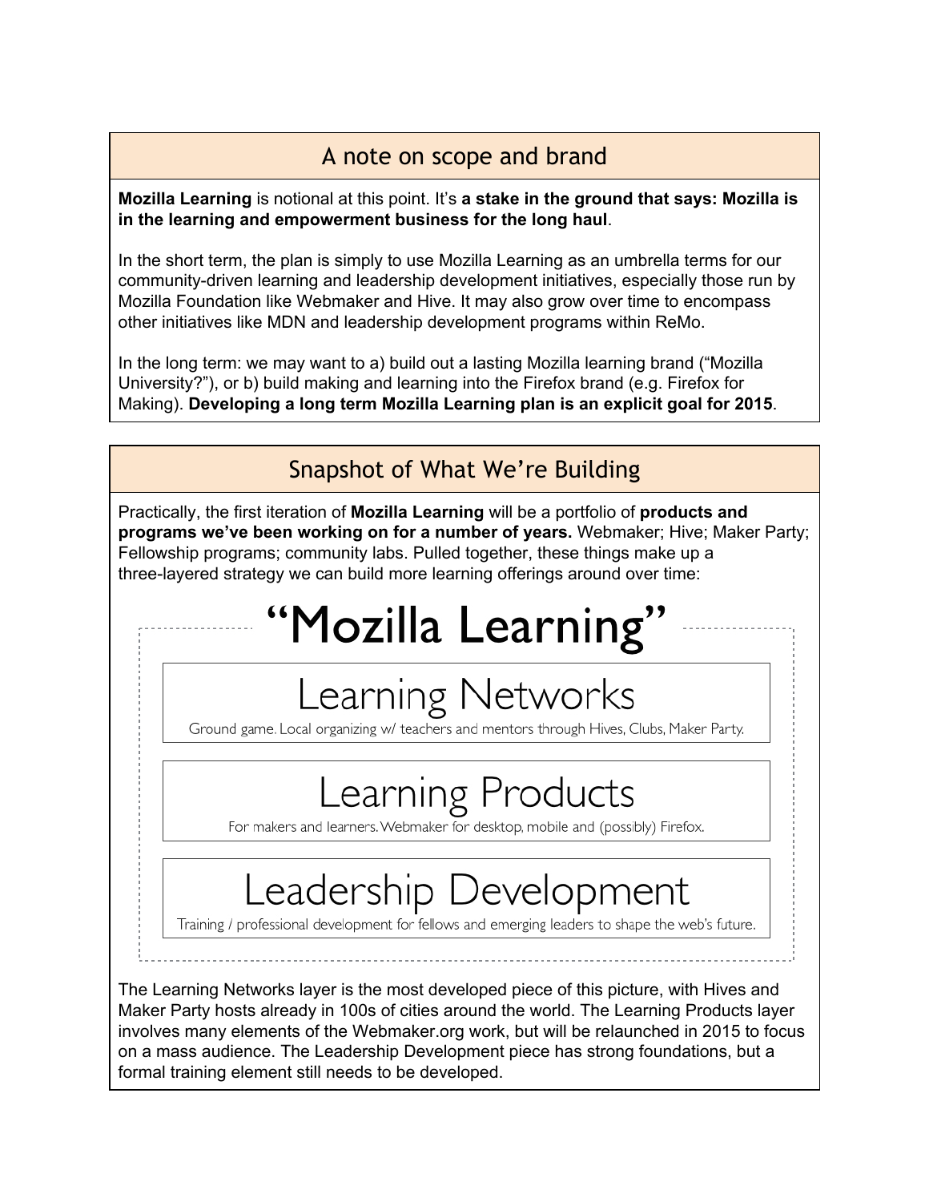## A note on scope and brand

**Mozilla Learning** is notional at this point. It's **a stake in the ground that says: Mozilla is in the learning and empowerment business for the long haul**.

In the short term, the plan is simply to use Mozilla Learning as an umbrella terms for our community-driven learning and leadership development initiatives, especially those run by Mozilla Foundation like Webmaker and Hive. It may also grow over time to encompass other initiatives like MDN and leadership development programs within ReMo.

In the long term: we may want to a) build out a lasting Mozilla learning brand ("Mozilla University?"), or b) build making and learning into the Firefox brand (e.g. Firefox for Making). **Developing a long term Mozilla Learning plan is an explicit goal for 2015**.

## Snapshot of What We're Building

Practically, the first iteration of **Mozilla Learning** will be a portfolio of **products and programs we've been working on for a number of years.** Webmaker; Hive; Maker Party; Fellowship programs; community labs. Pulled together, these things make up a three-layered strategy we can build more learning offerings around over time:

### "Mozilla Learning"

**Learning Networks**
Ground game. Local organizing w/ teachers and mentors through Hives, Clubs, Maker Party.

**Learning Products**
For makers and learners. Webmaker for desktop, mobile and (possibly) Firefox.

**Leadership Development**
Training / professional development for fellows and emerging leaders to shape the web's future.

The Learning Networks layer is the most developed piece of this picture, with Hives and Maker Party hosts already in 100s of cities around the world. The Learning Products layer involves many elements of the Webmaker.org work, but will be relaunched in 2015 to focus on a mass audience. The Leadership Development piece has strong foundations, but a formal training element still needs to be developed.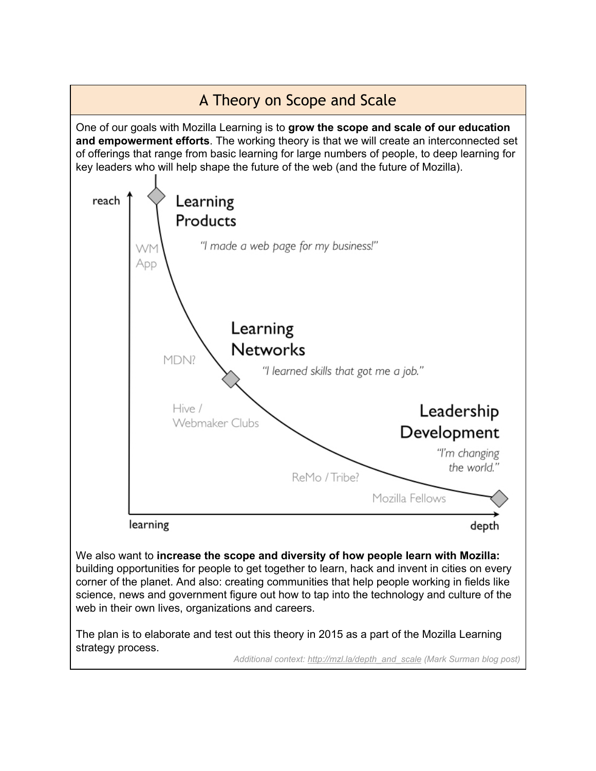## A Theory on Scope and Scale

One of our goals with Mozilla Learning is to **grow the scope and scale of our education and empowerment efforts**. The working theory is that we will create an interconnected set of offerings that range from basic learning for large numbers of people, to deep learning for key leaders who will help shape the future of the web (and the future of Mozilla).

reach

**Learning Products**

*"I made a web page for my business!"*

WM App

**Learning Networks**

*"I learned skills that got me a job."*

MDN?

Hive / Webmaker Clubs

**Leadership Development**

*"I'm changing the world."*

ReMo / Tribe?

Mozilla Fellows

learning depth

We also want to **increase the scope and diversity of how people learn with Mozilla:** building opportunities for people to get together to learn, hack and invent in cities on every corner of the planet. And also: creating communities that help people working in fields like science, news and government figure out how to tap into the technology and culture of the web in their own lives, organizations and careers.

The plan is to elaborate and test out this theory in 2015 as a part of the Mozilla Learning strategy process.

*Additional context: [http://mzl.la/depth_and_scale](http://mzl.la/depth_and_scale) (Mark Surman blog post)*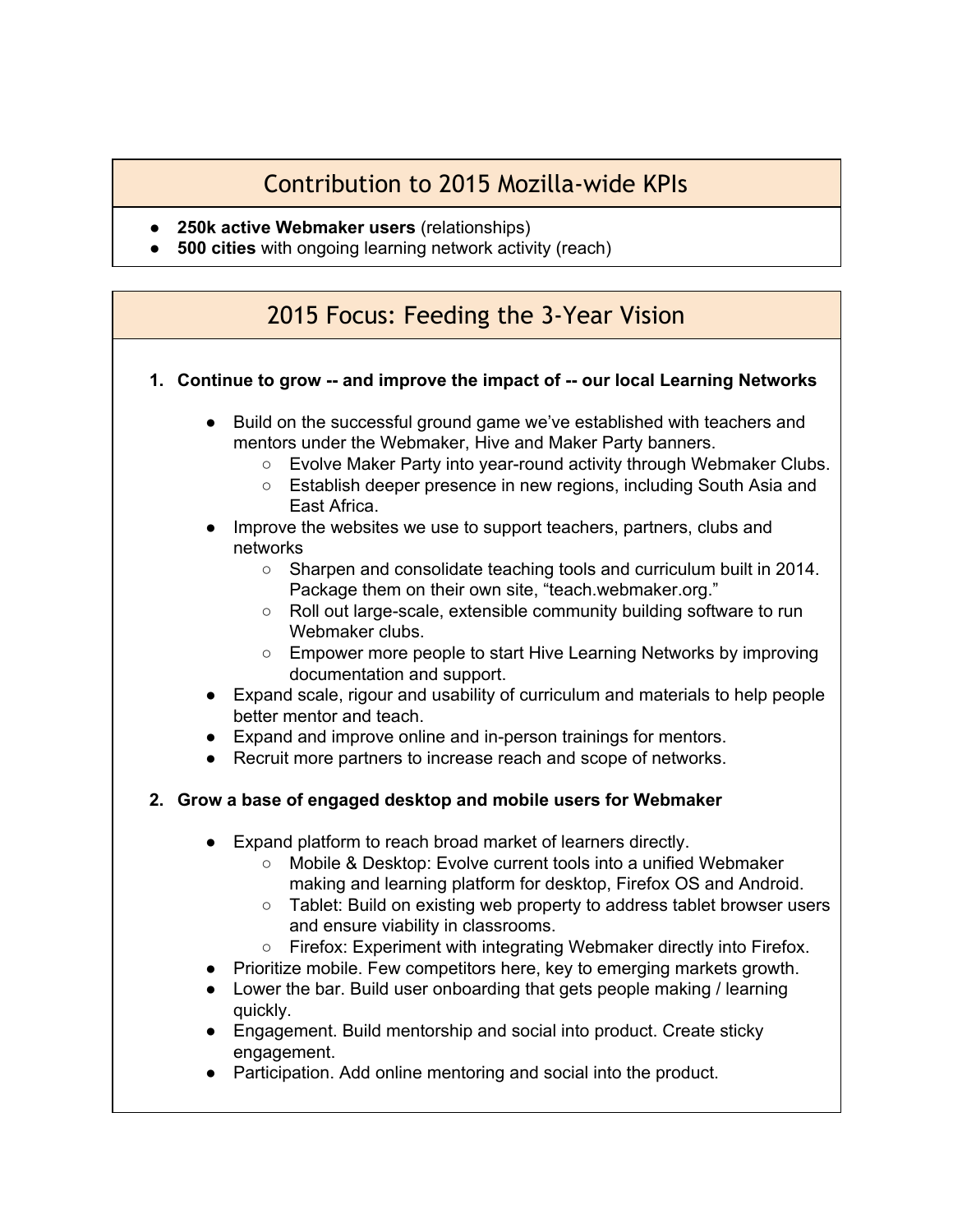## Contribution to 2015 Mozilla-wide KPIs

- **250k active Webmaker users** (relationships)
- **500 cities** with ongoing learning network activity (reach)

## 2015 Focus: Feeding the 3-Year Vision

1. **Continue to grow -- and improve the impact of -- our local Learning Networks**

    - Build on the successful ground game we've established with teachers and mentors under the Webmaker, Hive and Maker Party banners.
        - Evolve Maker Party into year-round activity through Webmaker Clubs.
        - Establish deeper presence in new regions, including South Asia and East Africa.
    - Improve the websites we use to support teachers, partners, clubs and networks
        - Sharpen and consolidate teaching tools and curriculum built in 2014. Package them on their own site, "teach.webmaker.org."
        - Roll out large-scale, extensible community building software to run Webmaker clubs.
        - Empower more people to start Hive Learning Networks by improving documentation and support.
    - Expand scale, rigour and usability of curriculum and materials to help people better mentor and teach.
    - Expand and improve online and in-person trainings for mentors.
    - Recruit more partners to increase reach and scope of networks.

2. **Grow a base of engaged desktop and mobile users for Webmaker**

    - Expand platform to reach broad market of learners directly.
        - Mobile & Desktop: Evolve current tools into a unified Webmaker making and learning platform for desktop, Firefox OS and Android.
        - Tablet: Build on existing web property to address tablet browser users and ensure viability in classrooms.
        - Firefox: Experiment with integrating Webmaker directly into Firefox.
    - Prioritize mobile. Few competitors here, key to emerging markets growth.
    - Lower the bar. Build user onboarding that gets people making / learning quickly.
    - Engagement. Build mentorship and social into product. Create sticky engagement.
    - Participation. Add online mentoring and social into the product.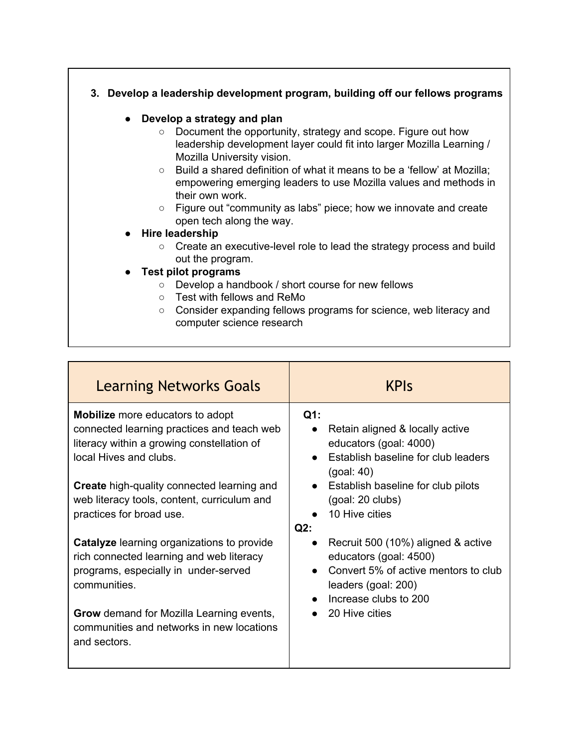3. **Develop a leadership development program, building off our fellows programs**

   - **Develop a strategy and plan**
     - Document the opportunity, strategy and scope. Figure out how leadership development layer could fit into larger Mozilla Learning / Mozilla University vision.
     - Build a shared definition of what it means to be a 'fellow' at Mozilla; empowering emerging leaders to use Mozilla values and methods in their own work.
     - Figure out "community as labs" piece; how we innovate and create open tech along the way.
   - **Hire leadership**
     - Create an executive-level role to lead the strategy process and build out the program.
   - **Test pilot programs**
     - Develop a handbook / short course for new fellows
     - Test with fellows and ReMo
     - Consider expanding fellows programs for science, web literacy and computer science research

| Learning Networks Goals | KPIs |
| --- | --- |
| **Mobilize** more educators to adopt connected learning practices and teach web literacy within a growing constellation of local Hives and clubs.<br><br>**Create** high-quality connected learning and web literacy tools, content, curriculum and practices for broad use.<br><br>**Catalyze** learning organizations to provide rich connected learning and web literacy programs, especially in under-served communities.<br><br>**Grow** demand for Mozilla Learning events, communities and networks in new locations and sectors. | **Q1:**<br>• Retain aligned & locally active educators (goal: 4000)<br>• Establish baseline for club leaders (goal: 40)<br>• Establish baseline for club pilots (goal: 20 clubs)<br>• 10 Hive cities<br>**Q2:**<br>• Recruit 500 (10%) aligned & active educators (goal: 4500)<br>• Convert 5% of active mentors to club leaders (goal: 200)<br>• Increase clubs to 200<br>• 20 Hive cities |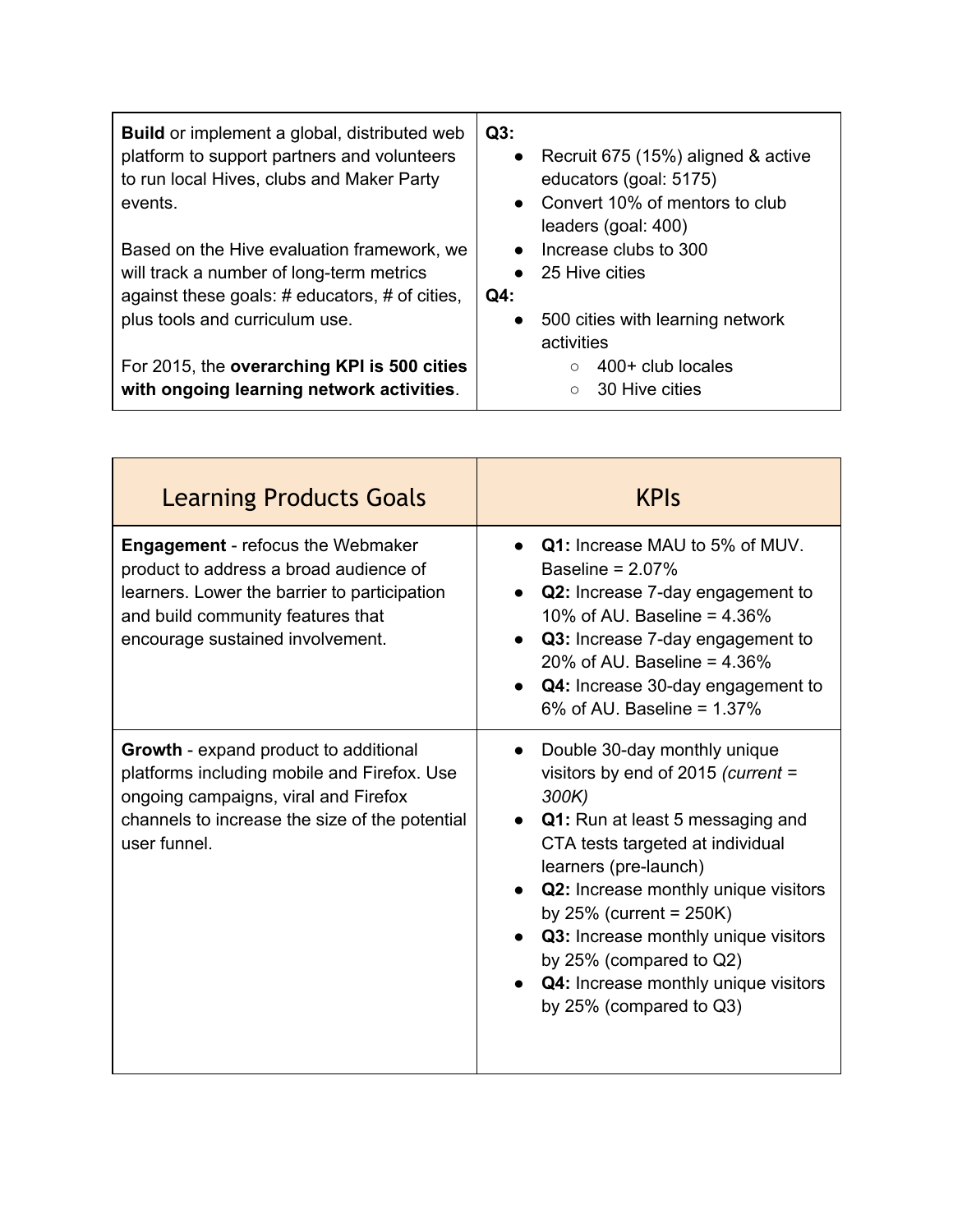| | |
|---|---|
| **Build** or implement a global, distributed web platform to support partners and volunteers to run local Hives, clubs and Maker Party events.<br><br>Based on the Hive evaluation framework, we will track a number of long-term metrics against these goals: # educators, # of cities, plus tools and curriculum use.<br><br>For 2015, the **overarching KPI is 500 cities with ongoing learning network activities**. | **Q3:**<br>• Recruit 675 (15%) aligned & active educators (goal: 5175)<br>• Convert 10% of mentors to club leaders (goal: 400)<br>• Increase clubs to 300<br>• 25 Hive cities<br>**Q4:**<br>• 500 cities with learning network activities<br>  ○ 400+ club locales<br>  ○ 30 Hive cities |

| Learning Products Goals | KPIs |
|---|---|
| **Engagement** - refocus the Webmaker product to address a broad audience of learners. Lower the barrier to participation and build community features that encourage sustained involvement. | • **Q1:** Increase MAU to 5% of MUV. Baseline = 2.07%<br>• **Q2:** Increase 7-day engagement to 10% of AU. Baseline = 4.36%<br>• **Q3:** Increase 7-day engagement to 20% of AU. Baseline = 4.36%<br>• **Q4:** Increase 30-day engagement to 6% of AU. Baseline = 1.37% |
| **Growth** - expand product to additional platforms including mobile and Firefox. Use ongoing campaigns, viral and Firefox channels to increase the size of the potential user funnel. | • Double 30-day monthly unique visitors by end of 2015 *(current = 300K)*<br>• **Q1:** Run at least 5 messaging and CTA tests targeted at individual learners (pre-launch)<br>• **Q2:** Increase monthly unique visitors by 25% (current = 250K)<br>• **Q3:** Increase monthly unique visitors by 25% (compared to Q2)<br>• **Q4:** Increase monthly unique visitors by 25% (compared to Q3) |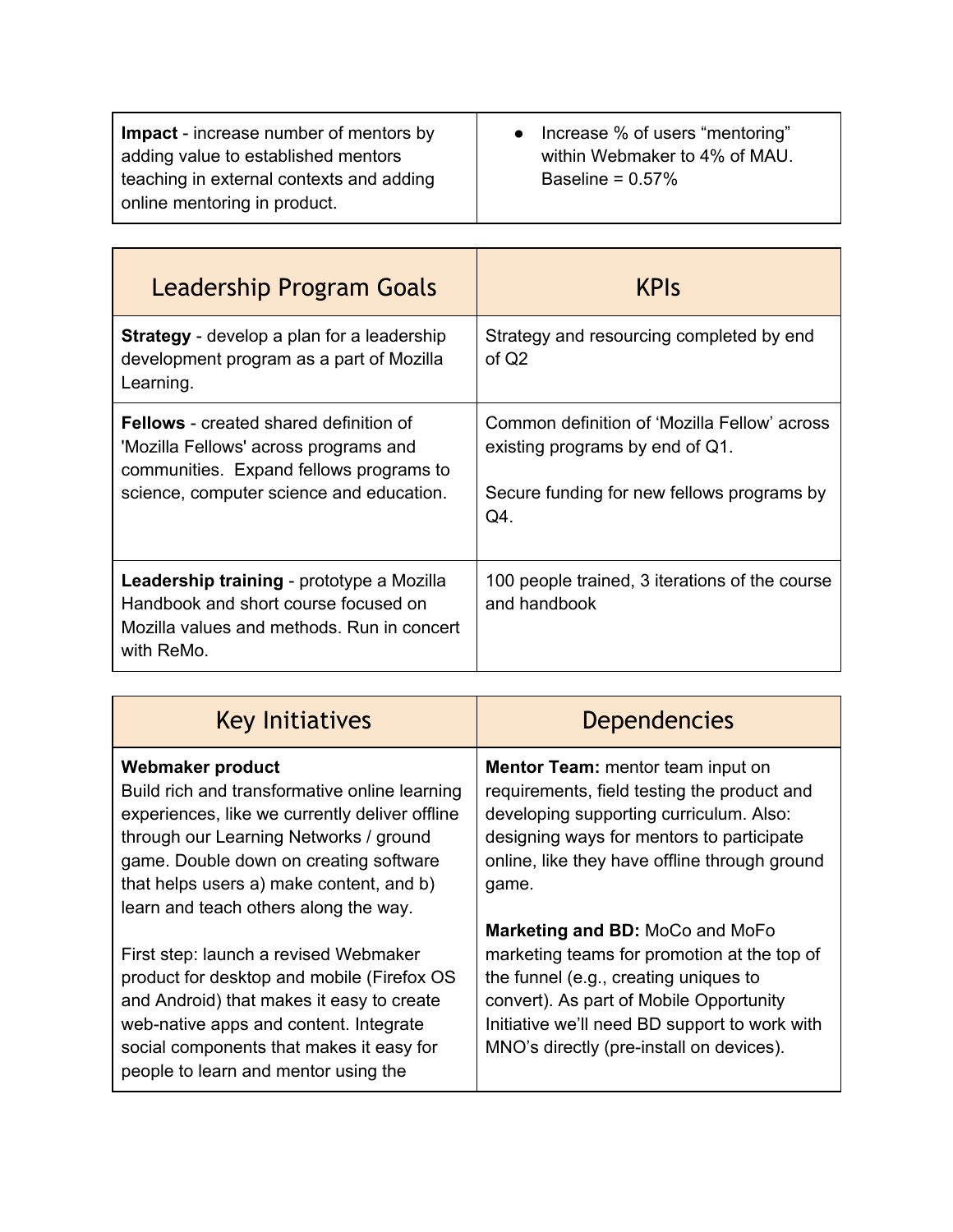| | |
|---|---|
| **Impact** - increase number of mentors by adding value to established mentors teaching in external contexts and adding online mentoring in product. | • Increase % of users “mentoring” within Webmaker to 4% of MAU. Baseline = 0.57% |

| Leadership Program Goals | KPIs |
|---|---|
| **Strategy** - develop a plan for a leadership development program as a part of Mozilla Learning. | Strategy and resourcing completed by end of Q2 |
| **Fellows** - created shared definition of 'Mozilla Fellows' across programs and communities. Expand fellows programs to science, computer science and education. | Common definition of ‘Mozilla Fellow’ across existing programs by end of Q1.<br><br>Secure funding for new fellows programs by Q4. |
| **Leadership training** - prototype a Mozilla Handbook and short course focused on Mozilla values and methods. Run in concert with ReMo. | 100 people trained, 3 iterations of the course and handbook |

| Key Initiatives | Dependencies |
|---|---|
| **Webmaker product**<br>Build rich and transformative online learning experiences, like we currently deliver offline through our Learning Networks / ground game. Double down on creating software that helps users a) make content, and b) learn and teach others along the way.<br><br>First step: launch a revised Webmaker product for desktop and mobile (Firefox OS and Android) that makes it easy to create web-native apps and content. Integrate social components that makes it easy for people to learn and mentor using the | **Mentor Team:** mentor team input on requirements, field testing the product and developing supporting curriculum. Also: designing ways for mentors to participate online, like they have offline through ground game.<br><br>**Marketing and BD:** MoCo and MoFo marketing teams for promotion at the top of the funnel (e.g., creating uniques to convert). As part of Mobile Opportunity Initiative we’ll need BD support to work with MNO’s directly (pre-install on devices). |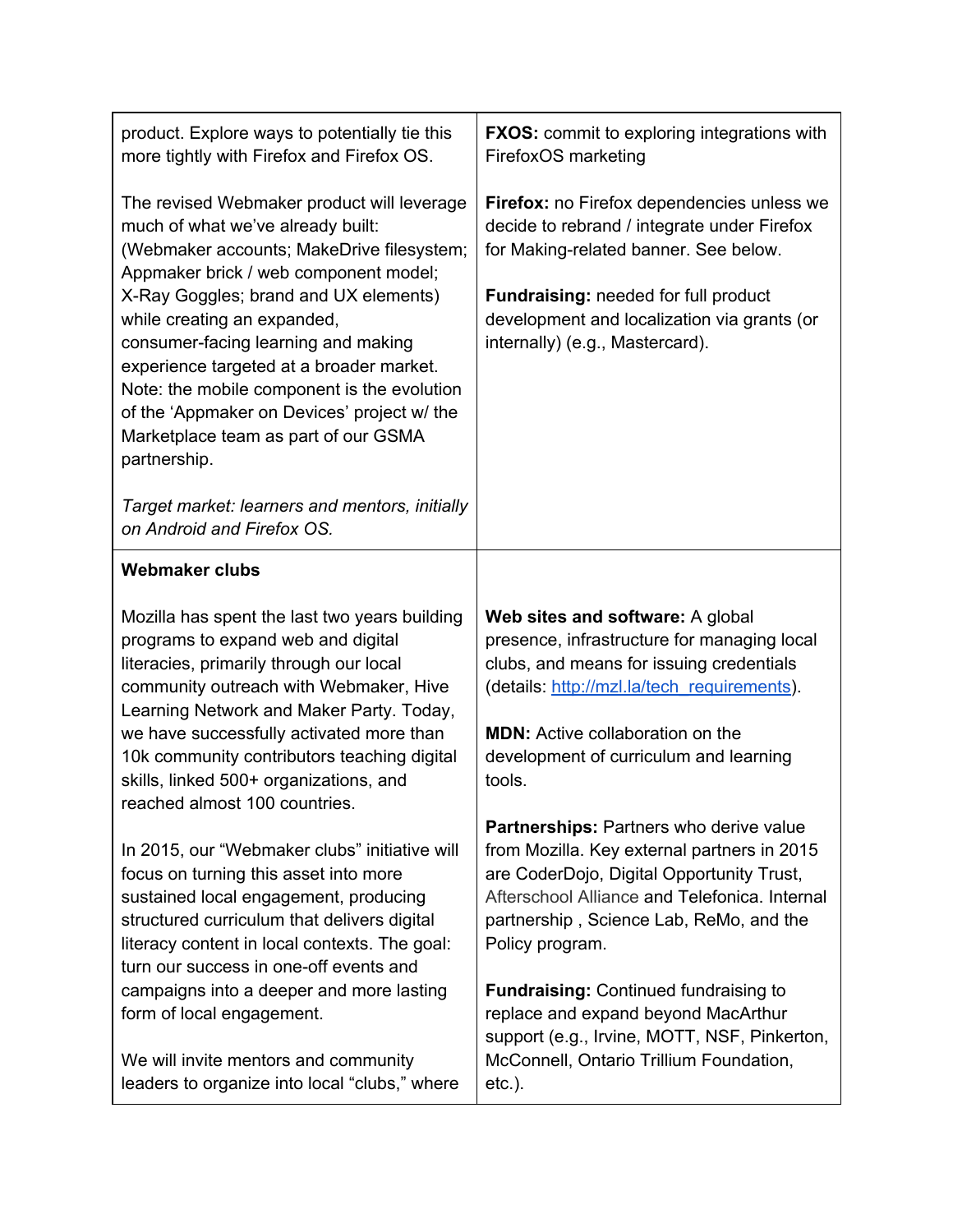| | |
|---|---|
| product. Explore ways to potentially tie this more tightly with Firefox and Firefox OS.<br><br>The revised Webmaker product will leverage much of what we've already built: (Webmaker accounts; MakeDrive filesystem; Appmaker brick / web component model; X-Ray Goggles; brand and UX elements) while creating an expanded, consumer-facing learning and making experience targeted at a broader market. Note: the mobile component is the evolution of the 'Appmaker on Devices' project w/ the Marketplace team as part of our GSMA partnership.<br><br>*Target market: learners and mentors, initially on Android and Firefox OS.* | **FXOS:** commit to exploring integrations with FirefoxOS marketing<br><br>**Firefox:** no Firefox dependencies unless we decide to rebrand / integrate under Firefox for Making-related banner. See below.<br><br>**Fundraising:** needed for full product development and localization via grants (or internally) (e.g., Mastercard). |
| **Webmaker clubs**<br><br>Mozilla has spent the last two years building programs to expand web and digital literacies, primarily through our local community outreach with Webmaker, Hive Learning Network and Maker Party. Today, we have successfully activated more than 10k community contributors teaching digital skills, linked 500+ organizations, and reached almost 100 countries.<br><br>In 2015, our "Webmaker clubs" initiative will focus on turning this asset into more sustained local engagement, producing structured curriculum that delivers digital literacy content in local contexts. The goal: turn our success in one-off events and campaigns into a deeper and more lasting form of local engagement.<br><br>We will invite mentors and community leaders to organize into local "clubs," where | **Web sites and software:** A global presence, infrastructure for managing local clubs, and means for issuing credentials (details: [http://mzl.la/tech_requirements](http://mzl.la/tech_requirements)).<br><br>**MDN:** Active collaboration on the development of curriculum and learning tools.<br><br>**Partnerships:** Partners who derive value from Mozilla. Key external partners in 2015 are CoderDojo, Digital Opportunity Trust, Afterschool Alliance and Telefonica. Internal partnership , Science Lab, ReMo, and the Policy program.<br><br>**Fundraising:** Continued fundraising to replace and expand beyond MacArthur support (e.g., Irvine, MOTT, NSF, Pinkerton, McConnell, Ontario Trillium Foundation, etc.). |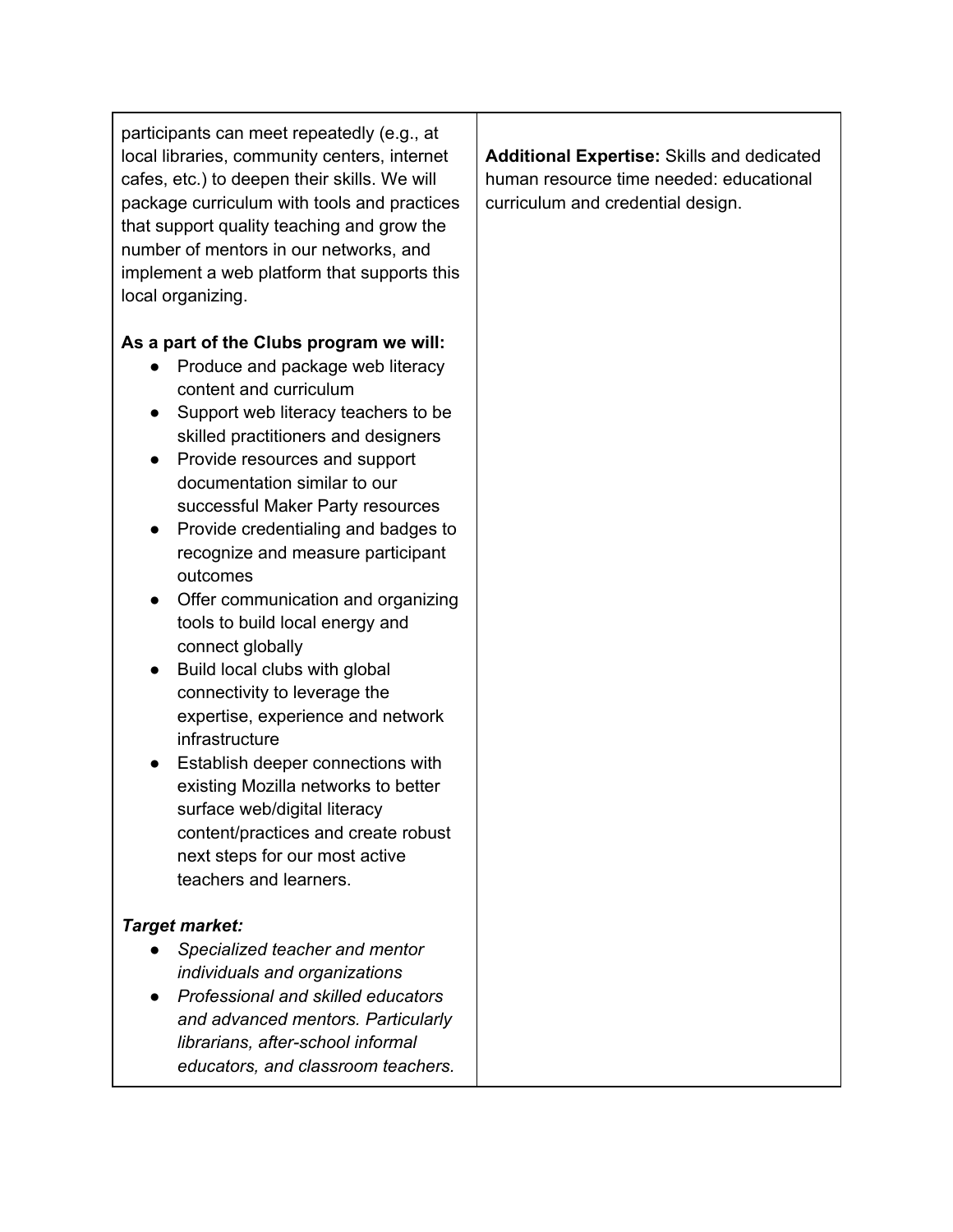| | |
|---|---|
| participants can meet repeatedly (e.g., at local libraries, community centers, internet cafes, etc.) to deepen their skills. We will package curriculum with tools and practices that support quality teaching and grow the number of mentors in our networks, and implement a web platform that supports this local organizing.<br><br>**As a part of the Clubs program we will:**<br>● Produce and package web literacy content and curriculum<br>● Support web literacy teachers to be skilled practitioners and designers<br>● Provide resources and support documentation similar to our successful Maker Party resources<br>● Provide credentialing and badges to recognize and measure participant outcomes<br>● Offer communication and organizing tools to build local energy and connect globally<br>● Build local clubs with global connectivity to leverage the expertise, experience and network infrastructure<br>● Establish deeper connections with existing Mozilla networks to better surface web/digital literacy content/practices and create robust next steps for our most active teachers and learners.<br><br>***Target market:***<br>● *Specialized teacher and mentor individuals and organizations*<br>● *Professional and skilled educators and advanced mentors. Particularly librarians, after-school informal educators, and classroom teachers.* | **Additional Expertise:** Skills and dedicated human resource time needed: educational curriculum and credential design. |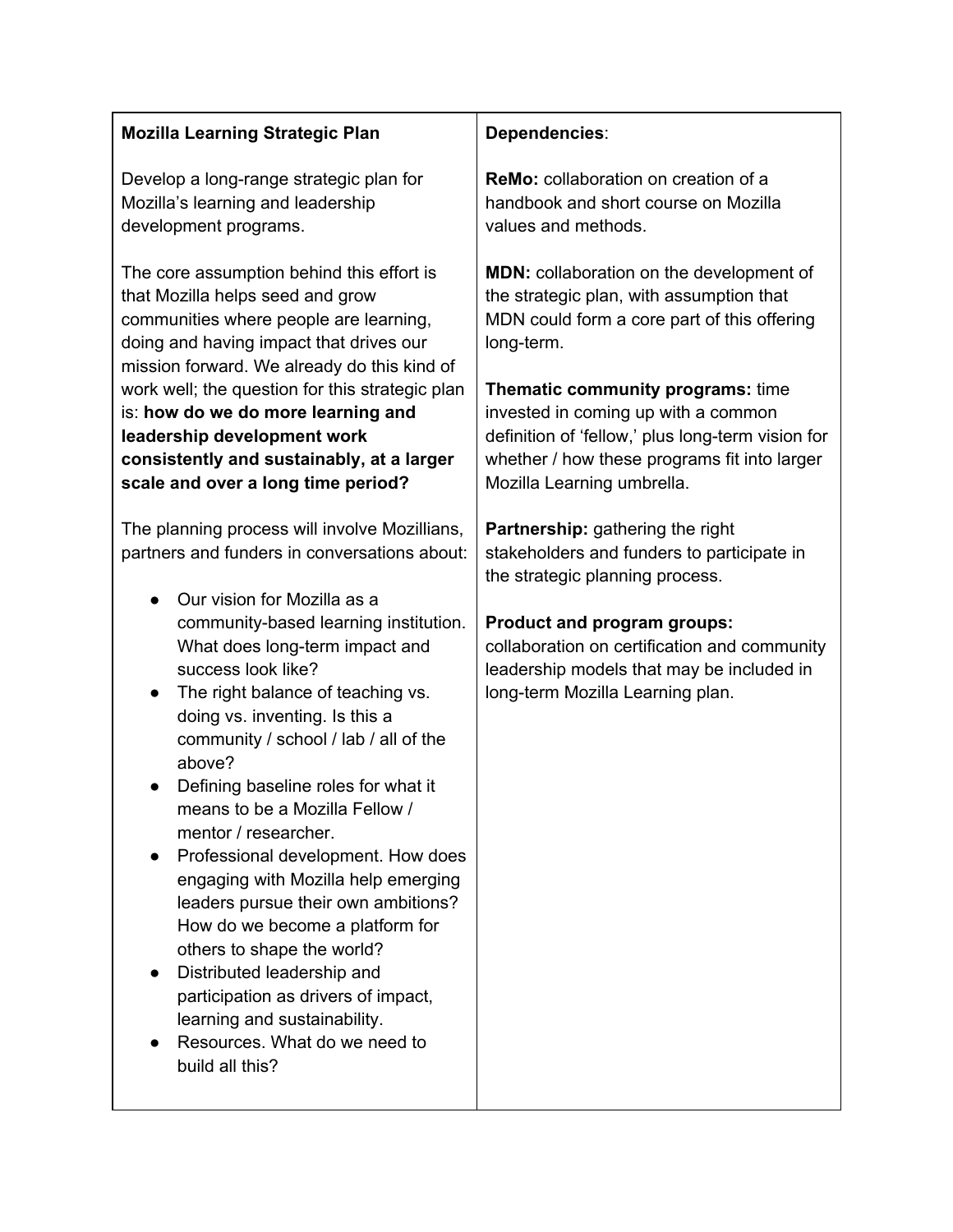| **Mozilla Learning Strategic Plan** | **Dependencies**: |
| --- | --- |
| Develop a long-range strategic plan for Mozilla's learning and leadership development programs.<br><br>The core assumption behind this effort is that Mozilla helps seed and grow communities where people are learning, doing and having impact that drives our mission forward. We already do this kind of work well; the question for this strategic plan is: **how do we do more learning and leadership development work consistently and sustainably, at a larger scale and over a long time period?**<br><br>The planning process will involve Mozillians, partners and funders in conversations about:<br><br>● Our vision for Mozilla as a community-based learning institution. What does long-term impact and success look like?<br>● The right balance of teaching vs. doing vs. inventing. Is this a community / school / lab / all of the above?<br>● Defining baseline roles for what it means to be a Mozilla Fellow / mentor / researcher.<br>● Professional development. How does engaging with Mozilla help emerging leaders pursue their own ambitions? How do we become a platform for others to shape the world?<br>● Distributed leadership and participation as drivers of impact, learning and sustainability.<br>● Resources. What do we need to build all this? | **ReMo:** collaboration on creation of a handbook and short course on Mozilla values and methods.<br><br>**MDN:** collaboration on the development of the strategic plan, with assumption that MDN could form a core part of this offering long-term.<br><br>**Thematic community programs:** time invested in coming up with a common definition of 'fellow,' plus long-term vision for whether / how these programs fit into larger Mozilla Learning umbrella.<br><br>**Partnership:** gathering the right stakeholders and funders to participate in the strategic planning process.<br><br>**Product and program groups:** collaboration on certification and community leadership models that may be included in long-term Mozilla Learning plan. |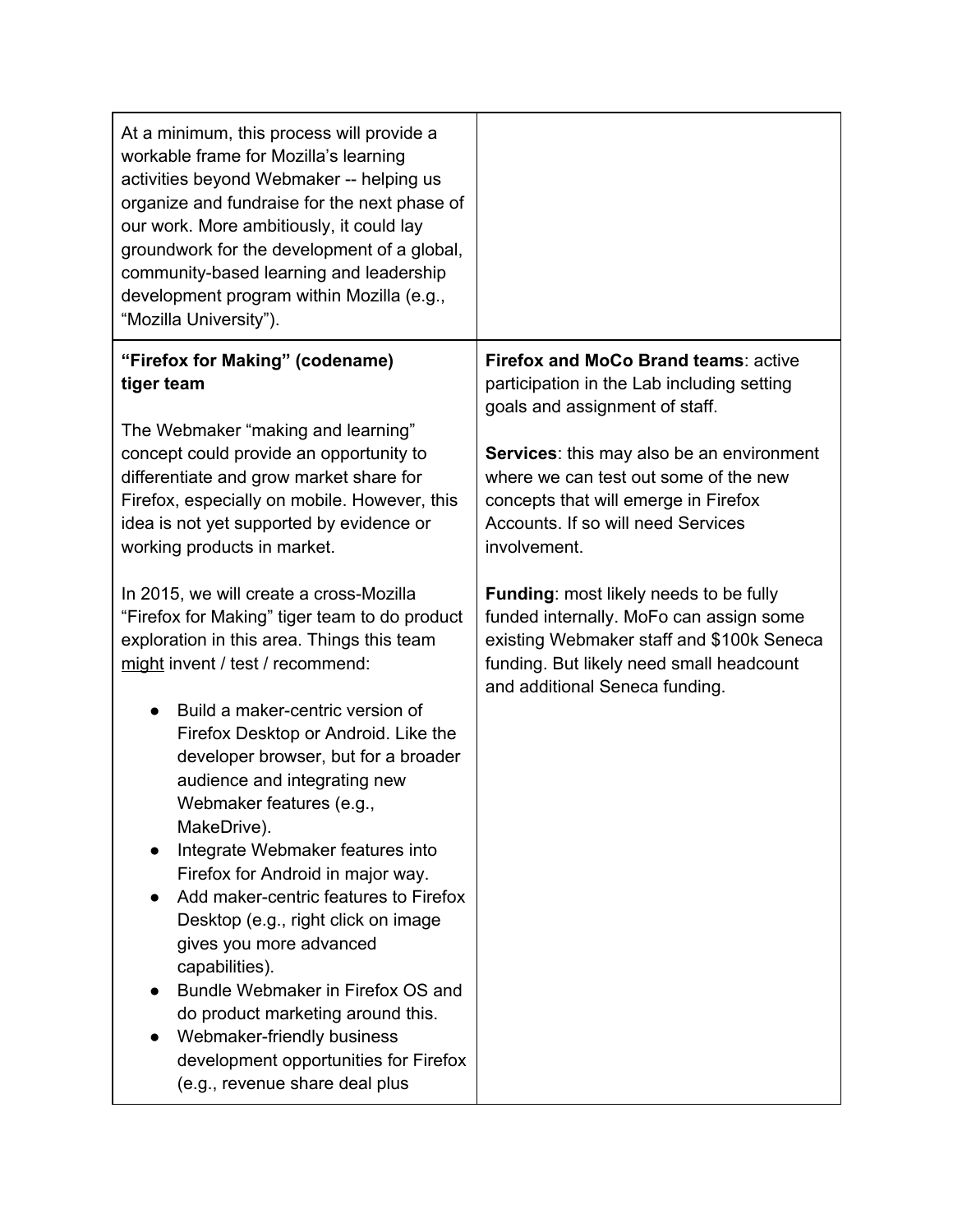| | |
|---|---|
| At a minimum, this process will provide a workable frame for Mozilla's learning activities beyond Webmaker -- helping us organize and fundraise for the next phase of our work. More ambitiously, it could lay groundwork for the development of a global, community-based learning and leadership development program within Mozilla (e.g., "Mozilla University"). | |
| **"Firefox for Making" (codename) tiger team**<br><br>The Webmaker "making and learning" concept could provide an opportunity to differentiate and grow market share for Firefox, especially on mobile. However, this idea is not yet supported by evidence or working products in market.<br><br>In 2015, we will create a cross-Mozilla "Firefox for Making" tiger team to do product exploration in this area. Things this team <u>might</u> invent / test / recommend:<br><br>● Build a maker-centric version of Firefox Desktop or Android. Like the developer browser, but for a broader audience and integrating new Webmaker features (e.g., MakeDrive).<br>● Integrate Webmaker features into Firefox for Android in major way.<br>● Add maker-centric features to Firefox Desktop (e.g., right click on image gives you more advanced capabilities).<br>● Bundle Webmaker in Firefox OS and do product marketing around this.<br>● Webmaker-friendly business development opportunities for Firefox (e.g., revenue share deal plus | **Firefox and MoCo Brand teams**: active participation in the Lab including setting goals and assignment of staff.<br><br>**Services**: this may also be an environment where we can test out some of the new concepts that will emerge in Firefox Accounts. If so will need Services involvement.<br><br>**Funding**: most likely needs to be fully funded internally. MoFo can assign some existing Webmaker staff and $100k Seneca funding. But likely need small headcount and additional Seneca funding. |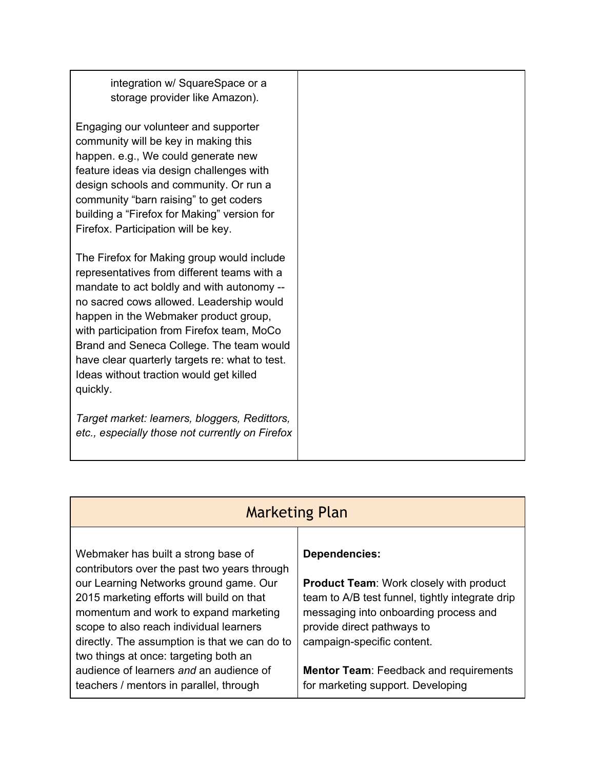| | |
|---|---|
| integration w/ SquareSpace or a storage provider like Amazon).<br><br>Engaging our volunteer and supporter community will be key in making this happen. e.g., We could generate new feature ideas via design challenges with design schools and community. Or run a community "barn raising" to get coders building a "Firefox for Making" version for Firefox. Participation will be key.<br><br>The Firefox for Making group would include representatives from different teams with a mandate to act boldly and with autonomy -- no sacred cows allowed. Leadership would happen in the Webmaker product group, with participation from Firefox team, MoCo Brand and Seneca College. The team would have clear quarterly targets re: what to test. Ideas without traction would get killed quickly.<br><br>*Target market: learners, bloggers, Redittors, etc., especially those not currently on Firefox* | |

## Marketing Plan

| | |
|---|---|
| Webmaker has built a strong base of contributors over the past two years through our Learning Networks ground game. Our 2015 marketing efforts will build on that momentum and work to expand marketing scope to also reach individual learners directly. The assumption is that we can do to two things at once: targeting both an audience of learners *and* an audience of teachers / mentors in parallel, through | **Dependencies:**<br><br>**Product Team**: Work closely with product team to A/B test funnel, tightly integrate drip messaging into onboarding process and provide direct pathways to campaign-specific content.<br><br>**Mentor Team**: Feedback and requirements for marketing support. Developing |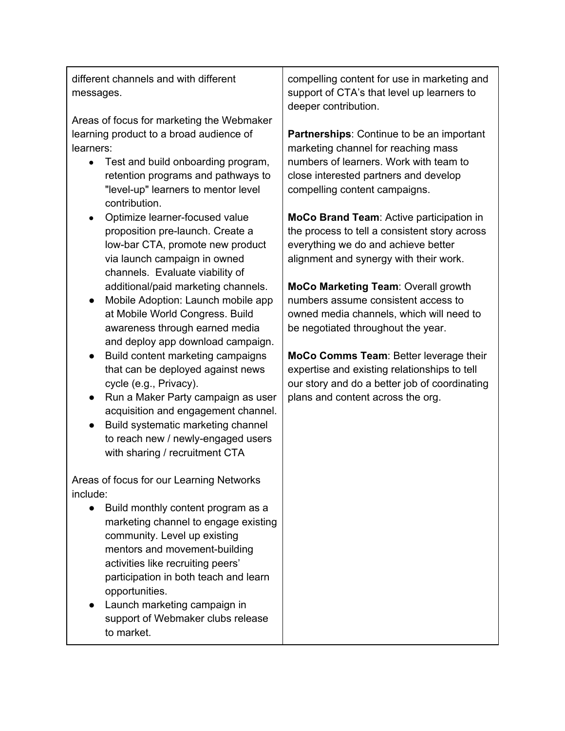| | |
|---|---|
| different channels and with different messages.<br><br>Areas of focus for marketing the Webmaker learning product to a broad audience of learners:<br>● Test and build onboarding program, retention programs and pathways to "level-up" learners to mentor level contribution.<br>● Optimize learner-focused value proposition pre-launch. Create a low-bar CTA, promote new product via launch campaign in owned channels. Evaluate viability of additional/paid marketing channels.<br>● Mobile Adoption: Launch mobile app at Mobile World Congress. Build awareness through earned media and deploy app download campaign.<br>● Build content marketing campaigns that can be deployed against news cycle (e.g., Privacy).<br>● Run a Maker Party campaign as user acquisition and engagement channel.<br>● Build systematic marketing channel to reach new / newly-engaged users with sharing / recruitment CTA<br><br>Areas of focus for our Learning Networks include:<br>● Build monthly content program as a marketing channel to engage existing community. Level up existing mentors and movement-building activities like recruiting peers' participation in both teach and learn opportunities.<br>● Launch marketing campaign in support of Webmaker clubs release to market. | compelling content for use in marketing and support of CTA's that level up learners to deeper contribution.<br><br>**Partnerships**: Continue to be an important marketing channel for reaching mass numbers of learners. Work with team to close interested partners and develop compelling content campaigns.<br><br>**MoCo Brand Team**: Active participation in the process to tell a consistent story across everything we do and achieve better alignment and synergy with their work.<br><br>**MoCo Marketing Team**: Overall growth numbers assume consistent access to owned media channels, which will need to be negotiated throughout the year.<br><br>**MoCo Comms Team**: Better leverage their expertise and existing relationships to tell our story and do a better job of coordinating plans and content across the org. |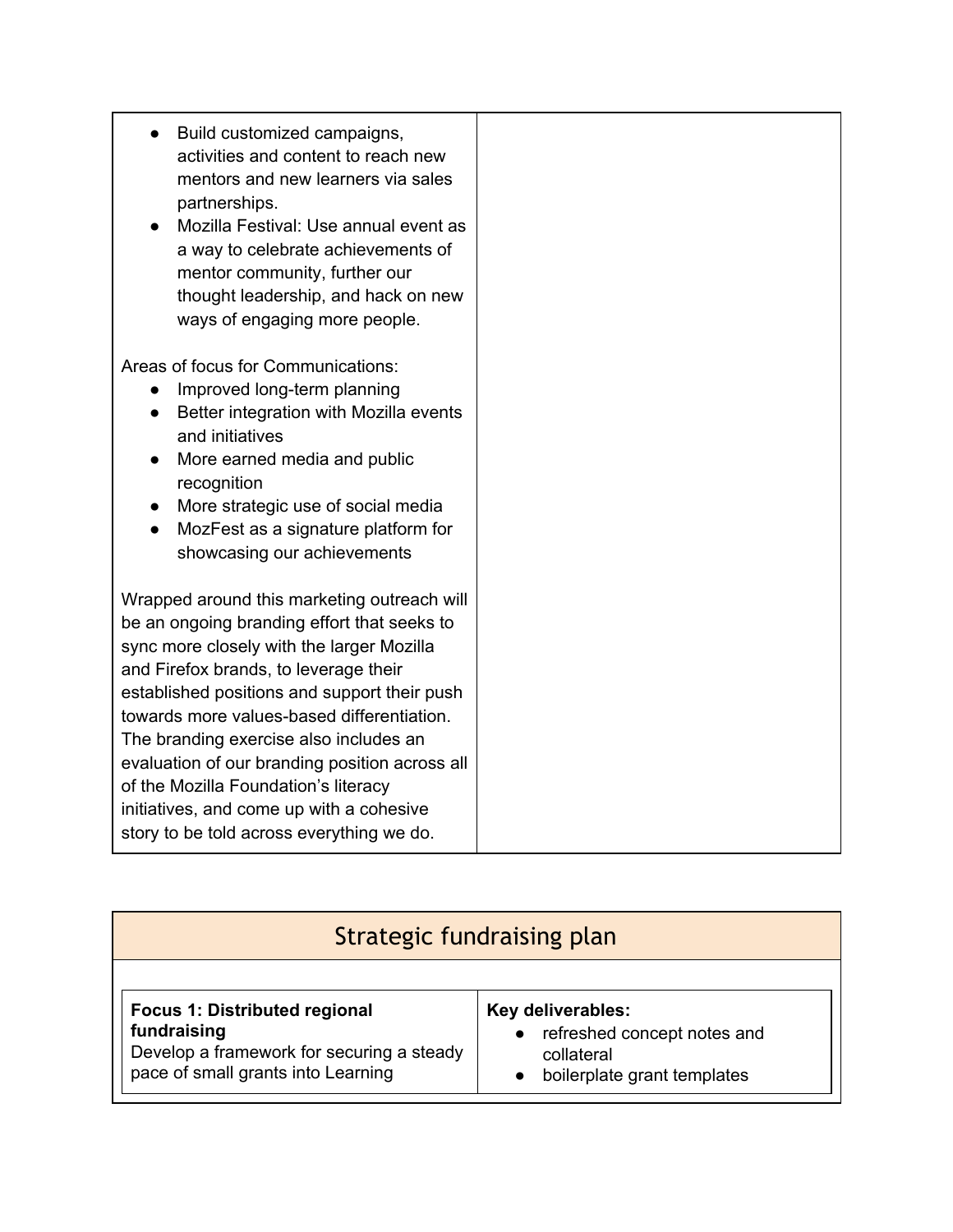| | |
|---|---|
| • Build customized campaigns, activities and content to reach new mentors and new learners via sales partnerships.<br>• Mozilla Festival: Use annual event as a way to celebrate achievements of mentor community, further our thought leadership, and hack on new ways of engaging more people.<br><br>Areas of focus for Communications:<br>• Improved long-term planning<br>• Better integration with Mozilla events and initiatives<br>• More earned media and public recognition<br>• More strategic use of social media<br>• MozFest as a signature platform for showcasing our achievements<br><br>Wrapped around this marketing outreach will be an ongoing branding effort that seeks to sync more closely with the larger Mozilla and Firefox brands, to leverage their established positions and support their push towards more values-based differentiation. The branding exercise also includes an evaluation of our branding position across all of the Mozilla Foundation's literacy initiatives, and come up with a cohesive story to be told across everything we do. | |

## Strategic fundraising plan

| **Focus 1: Distributed regional fundraising**<br>Develop a framework for securing a steady pace of small grants into Learning | **Key deliverables:**<br>• refreshed concept notes and collateral<br>• boilerplate grant templates |
|---|---|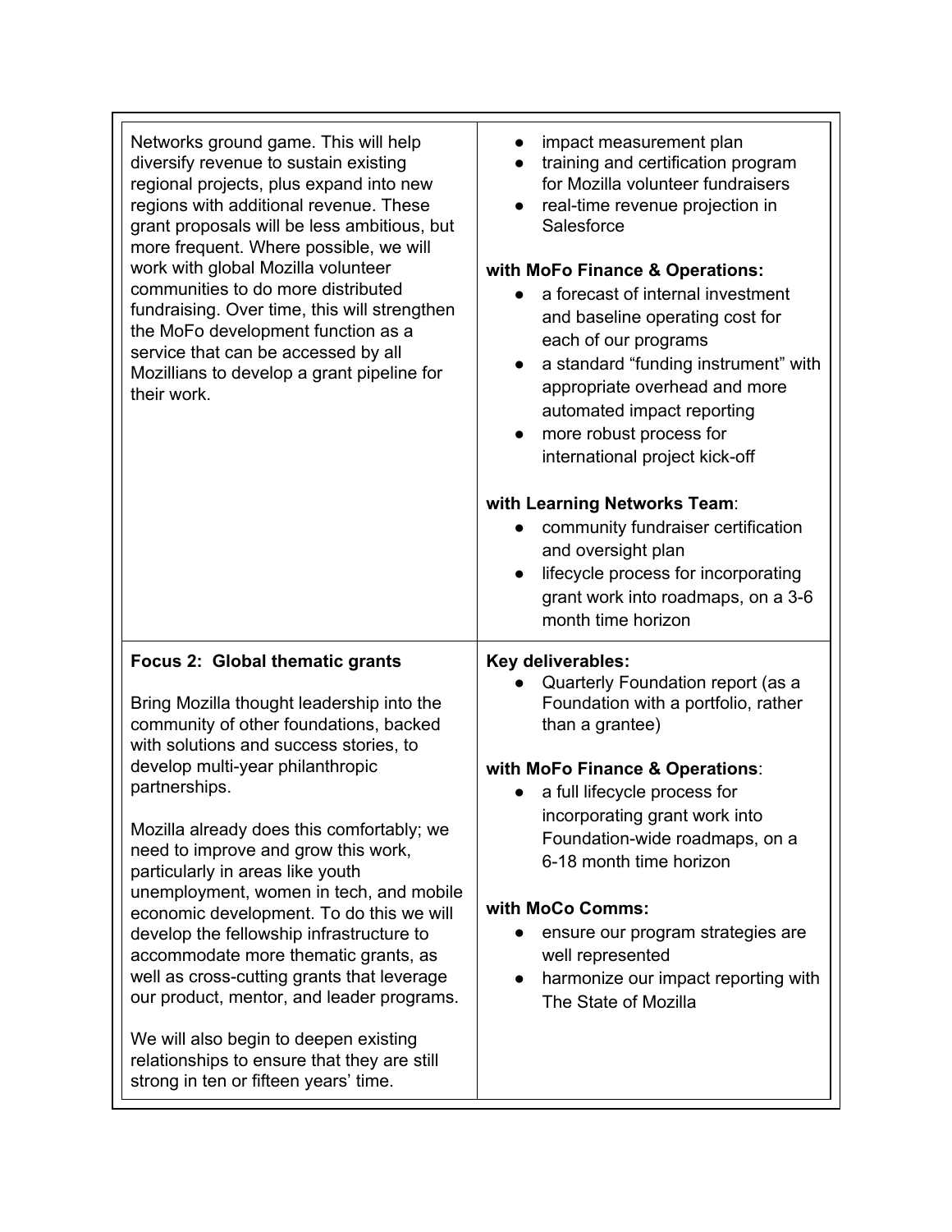| | |
|---|---|
| Networks ground game. This will help diversify revenue to sustain existing regional projects, plus expand into new regions with additional revenue. These grant proposals will be less ambitious, but more frequent. Where possible, we will work with global Mozilla volunteer communities to do more distributed fundraising. Over time, this will strengthen the MoFo development function as a service that can be accessed by all Mozillians to develop a grant pipeline for their work. | • impact measurement plan<br>• training and certification program for Mozilla volunteer fundraisers<br>• real-time revenue projection in Salesforce<br><br>**with MoFo Finance & Operations:**<br>• a forecast of internal investment and baseline operating cost for each of our programs<br>• a standard "funding instrument" with appropriate overhead and more automated impact reporting<br>• more robust process for international project kick-off<br><br>**with Learning Networks Team**:<br>• community fundraiser certification and oversight plan<br>• lifecycle process for incorporating grant work into roadmaps, on a 3-6 month time horizon |
| **Focus 2: Global thematic grants**<br><br>Bring Mozilla thought leadership into the community of other foundations, backed with solutions and success stories, to develop multi-year philanthropic partnerships.<br><br>Mozilla already does this comfortably; we need to improve and grow this work, particularly in areas like youth unemployment, women in tech, and mobile economic development. To do this we will develop the fellowship infrastructure to accommodate more thematic grants, as well as cross-cutting grants that leverage our product, mentor, and leader programs.<br><br>We will also begin to deepen existing relationships to ensure that they are still strong in ten or fifteen years' time. | **Key deliverables:**<br>• Quarterly Foundation report (as a Foundation with a portfolio, rather than a grantee)<br><br>**with MoFo Finance & Operations**:<br>• a full lifecycle process for incorporating grant work into Foundation-wide roadmaps, on a 6-18 month time horizon<br><br>**with MoCo Comms:**<br>• ensure our program strategies are well represented<br>• harmonize our impact reporting with The State of Mozilla |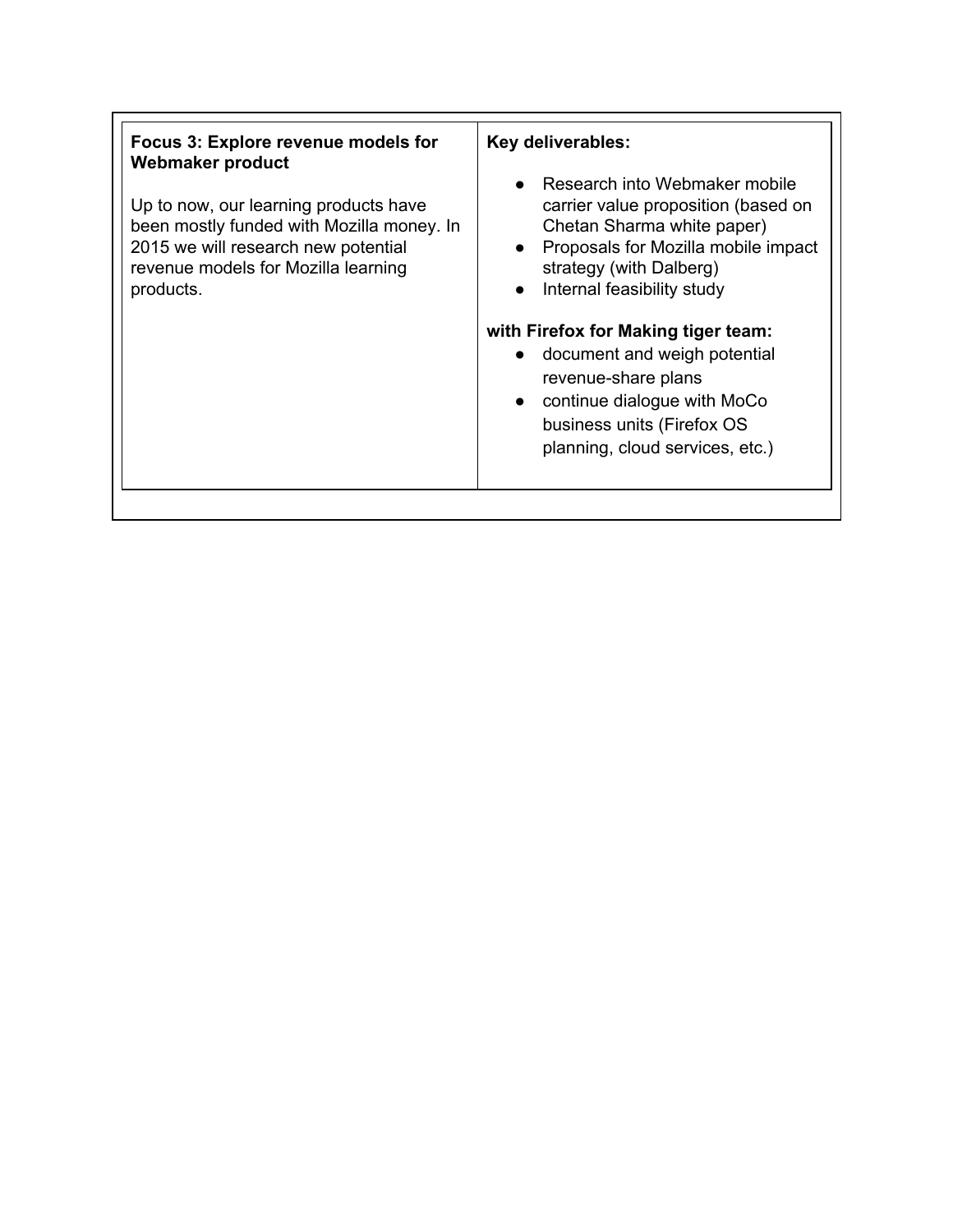| | |
|---|---|
| **Focus 3: Explore revenue models for Webmaker product**<br><br>Up to now, our learning products have been mostly funded with Mozilla money. In 2015 we will research new potential revenue models for Mozilla learning products. | **Key deliverables:**<br><br>● Research into Webmaker mobile carrier value proposition (based on Chetan Sharma white paper)<br>● Proposals for Mozilla mobile impact strategy (with Dalberg)<br>● Internal feasibility study<br><br>**with Firefox for Making tiger team:**<br>● document and weigh potential revenue-share plans<br>● continue dialogue with MoCo business units (Firefox OS planning, cloud services, etc.) |